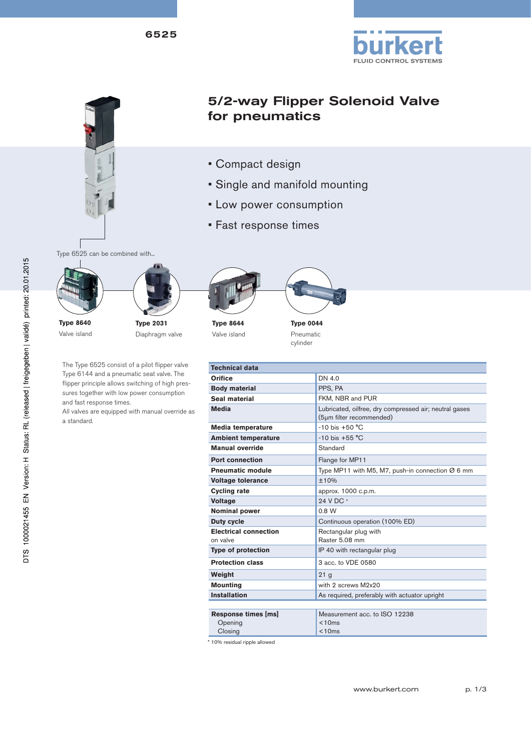6525

# 5/2-way Flipper Solenoid Valve for pneumatics

- Compact design
- Single and manifold mounting
- Low power consumption
- Fast response times

Type 6525 can be combined with...

**Type 8640**
Valve island

**Type 2031**
Diaphragm valve

**Type 8644**
Valve island

**Type 0044**
Pneumatic cylinder

The Type 6525 consist of a pilot flipper valve Type 6144 and a pneumatic seat valve. The flipper principle allows switching of high pressures together with low power consumption and fast response times.
All valves are equipped with manual override as a standard.

| Technical data | |
|---|---|
| **Orifice** | DN 4.0 |
| **Body material** | PPS, PA |
| **Seal material** | FKM, NBR and PUR |
| **Media** | Lubricated, oilfree, dry compressed air; neutral gases (5µm filter recommended) |
| **Media temperature** | -10 bis +50 °C |
| **Ambient temperature** | -10 bis +55 °C |
| **Manual override** | Standard |
| **Port connection** | Flange for MP11 |
| **Pneumatic module** | Type MP11 with M5, M7, push-in connection Ø 6 mm |
| **Voltage tolerance** | ±10% |
| **Cycling rate** | approx. 1000 c.p.m. |
| **Voltage** | 24 V DC * |
| **Nominal power** | 0.8 W |
| **Duty cycle** | Continuous operation (100% ED) |
| **Electrical connection** on valve | Rectangular plug with Raster 5.08 mm |
| **Type of protection** | IP 40 with rectangular plug |
| **Protection class** | 3 acc. to VDE 0580 |
| **Weight** | 21 g |
| **Mounting** | with 2 screws M2x20 |
| **Installation** | As required, preferably with actuator upright |

| **Response times [ms]** | Measurement acc. to ISO 12238 |
|---|---|
| Opening | <10ms |
| Closing | <10ms |

* 10% residual ripple allowed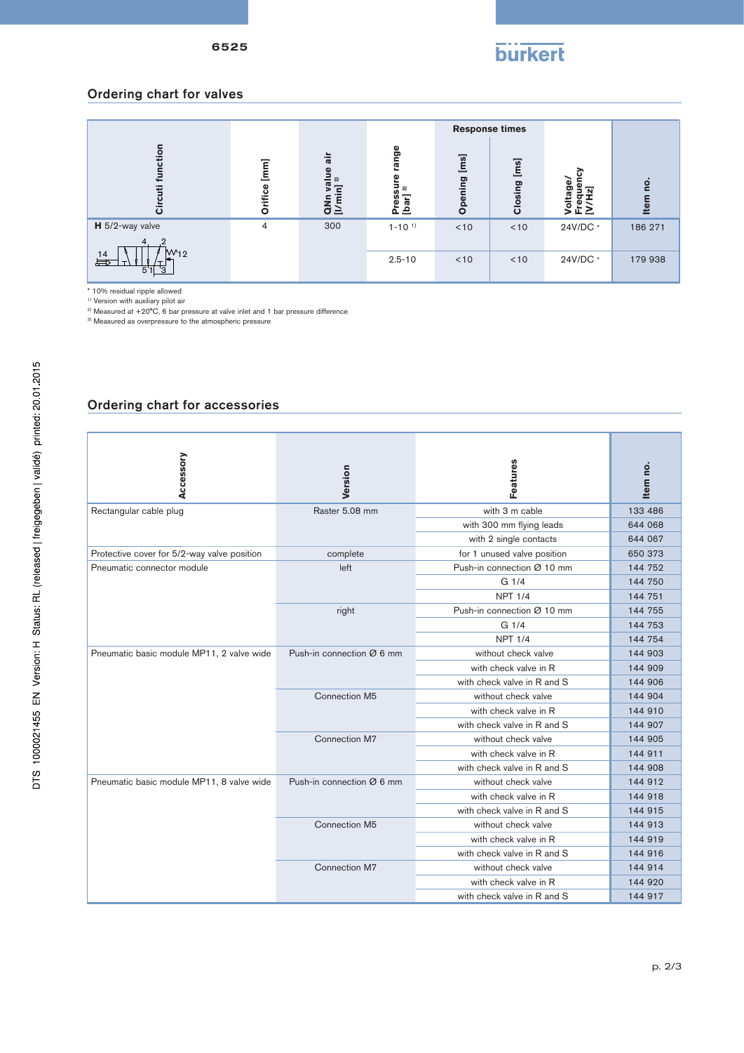## Ordering chart for valves

| Circuti function | Orifice [mm] | QNn value air [l/min] [2] | Pressure range [bar] [3] | Response times | | Voltage/ Frequency [V/Hz] | Item no. |
|---|---|---|---|---|---|---|---|
| | | | | Opening [ms] | Closing [ms] | | |
| **H** 5/2-way valve | 4 | 300 | 1-10 [1] | <10 | <10 | 24V/DC * | 186 271 |
| | | | 2.5-10 | <10 | <10 | 24V/DC * | 179 938 |

\* 10% residual ripple allowed
[1] Version with auxiliary pilot air
[2] Measured at +20°C, 6 bar pressure at valve inlet and 1 bar pressure difference
[3] Measured as overpressure to the atmospheric pressure

## Ordering chart for accessories

| Accessory | Version | Features | Item no. |
|---|---|---|---|
| Rectangular cable plug | Raster 5.08 mm | with 3 m cable | 133 486 |
| | | with 300 mm flying leads | 644 068 |
| | | with 2 single contacts | 644 067 |
| Protective cover for 5/2-way valve position | complete | for 1 unused valve position | 650 373 |
| Pneumatic connector module | left | Push-in connection Ø 10 mm | 144 752 |
| | | G 1/4 | 144 750 |
| | | NPT 1/4 | 144 751 |
| | right | Push-in connection Ø 10 mm | 144 755 |
| | | G 1/4 | 144 753 |
| | | NPT 1/4 | 144 754 |
| Pneumatic basic module MP11, 2 valve wide | Push-in connection Ø 6 mm | without check valve | 144 903 |
| | | with check valve in R | 144 909 |
| | | with check valve in R and S | 144 906 |
| | Connection M5 | without check valve | 144 904 |
| | | with check valve in R | 144 910 |
| | | with check valve in R and S | 144 907 |
| | Connection M7 | without check valve | 144 905 |
| | | with check valve in R | 144 911 |
| | | with check valve in R and S | 144 908 |
| Pneumatic basic module MP11, 8 valve wide | Push-in connection Ø 6 mm | without check valve | 144 912 |
| | | with check valve in R | 144 918 |
| | | with check valve in R and S | 144 915 |
| | Connection M5 | without check valve | 144 913 |
| | | with check valve in R | 144 919 |
| | | with check valve in R and S | 144 916 |
| | Connection M7 | without check valve | 144 914 |
| | | with check valve in R | 144 920 |
| | | with check valve in R and S | 144 917 |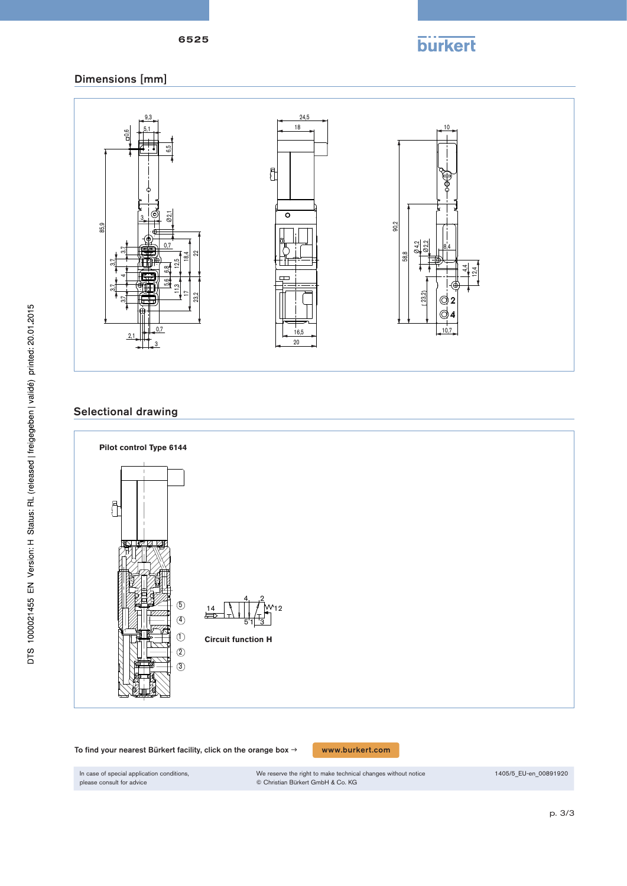## Dimensions [mm]

9,3
5,1
0,6
6,5
85,9
3
Ø2,1
0,7
3,7
3,7
3,7
4
3,7
3,7
12,5
18,4
22
6,8
5,6
11,3
17
23,2
0,7
2,1
3

24,5
18
16,5
20

10
90,2
58,8
Ø4,2
Ø2,2
8,4
(23,2)
4,4
12,4
2
4
10,7

## Selectional drawing

**Pilot control Type 6144**

⑤
④
①
②
③

14
4
2
12
5
1
3

**Circuit function H**

To find your nearest Bürkert facility, click on the orange box →

www.burkert.com

In case of special application conditions, please consult for advice

We reserve the right to make technical changes without notice
© Christian Bürkert GmbH & Co. KG

1405/5_EU-en_00891920